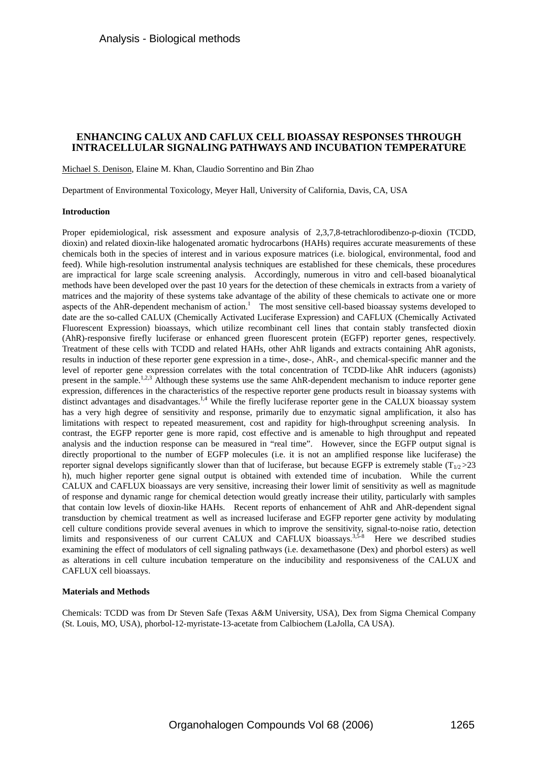Analysis - Biological methods

# ENHANCING CALUX AND CAFLUX CELL BIOASSAY RESPONSES THROUGH INTRACELLULAR SIGNALING PATHWAYS AND INCUBATION TEMPERATURE

Michael S. Denison, Elaine M. Khan, Claudio Sorrentino and Bin Zhao

Department of Environmental Toxicology, Meyer Hall, University of California, Davis, CA, USA

## Introduction

Proper epidemiological, risk assessment and exposure analysis of 2,3,7,8-tetrachlorodibenzo-p-dioxin (TCDD, dioxin) and related dioxin-like halogenated aromatic hydrocarbons (HAHs) requires accurate measurements of these chemicals both in the species of interest and in various exposure matrices (i.e. biological, environmental, food and feed). While high-resolution instrumental analysis techniques are established for these chemicals, these procedures are impractical for large scale screening analysis. Accordingly, numerous in vitro and cell-based bioanalytical methods have been developed over the past 10 years for the detection of these chemicals in extracts from a variety of matrices and the majority of these systems take advantage of the ability of these chemicals to activate one or more aspects of the AhR-dependent mechanism of action.[1] The most sensitive cell-based bioassay systems developed to date are the so-called CALUX (Chemically Activated Luciferase Expression) and CAFLUX (Chemically Activated Fluorescent Expression) bioassays, which utilize recombinant cell lines that contain stably transfected dioxin (AhR)-responsive firefly luciferase or enhanced green fluorescent protein (EGFP) reporter genes, respectively. Treatment of these cells with TCDD and related HAHs, other AhR ligands and extracts containing AhR agonists, results in induction of these reporter gene expression in a time-, dose-, AhR-, and chemical-specific manner and the level of reporter gene expression correlates with the total concentration of TCDD-like AhR inducers (agonists) present in the sample.[1,2,3] Although these systems use the same AhR-dependent mechanism to induce reporter gene expression, differences in the characteristics of the respective reporter gene products result in bioassay systems with distinct advantages and disadvantages.[1,4] While the firefly luciferase reporter gene in the CALUX bioassay system has a very high degree of sensitivity and response, primarily due to enzymatic signal amplification, it also has limitations with respect to repeated measurement, cost and rapidity for high-throughput screening analysis. In contrast, the EGFP reporter gene is more rapid, cost effective and is amenable to high throughput and repeated analysis and the induction response can be measured in "real time". However, since the EGFP output signal is directly proportional to the number of EGFP molecules (i.e. it is not an amplified response like luciferase) the reporter signal develops significantly slower than that of luciferase, but because EGFP is extremely stable ($T_{1/2}$ >23 h), much higher reporter gene signal output is obtained with extended time of incubation. While the current CALUX and CAFLUX bioassays are very sensitive, increasing their lower limit of sensitivity as well as magnitude of response and dynamic range for chemical detection would greatly increase their utility, particularly with samples that contain low levels of dioxin-like HAHs. Recent reports of enhancement of AhR and AhR-dependent signal transduction by chemical treatment as well as increased luciferase and EGFP reporter gene activity by modulating cell culture conditions provide several avenues in which to improve the sensitivity, signal-to-noise ratio, detection limits and responsiveness of our current CALUX and CAFLUX bioassays.[3,5-8] Here we described studies examining the effect of modulators of cell signaling pathways (i.e. dexamethasone (Dex) and phorbol esters) as well as alterations in cell culture incubation temperature on the inducibility and responsiveness of the CALUX and CAFLUX cell bioassays.

## Materials and Methods

Chemicals: TCDD was from Dr Steven Safe (Texas A&M University, USA), Dex from Sigma Chemical Company (St. Louis, MO, USA), phorbol-12-myristate-13-acetate from Calbiochem (LaJolla, CA USA).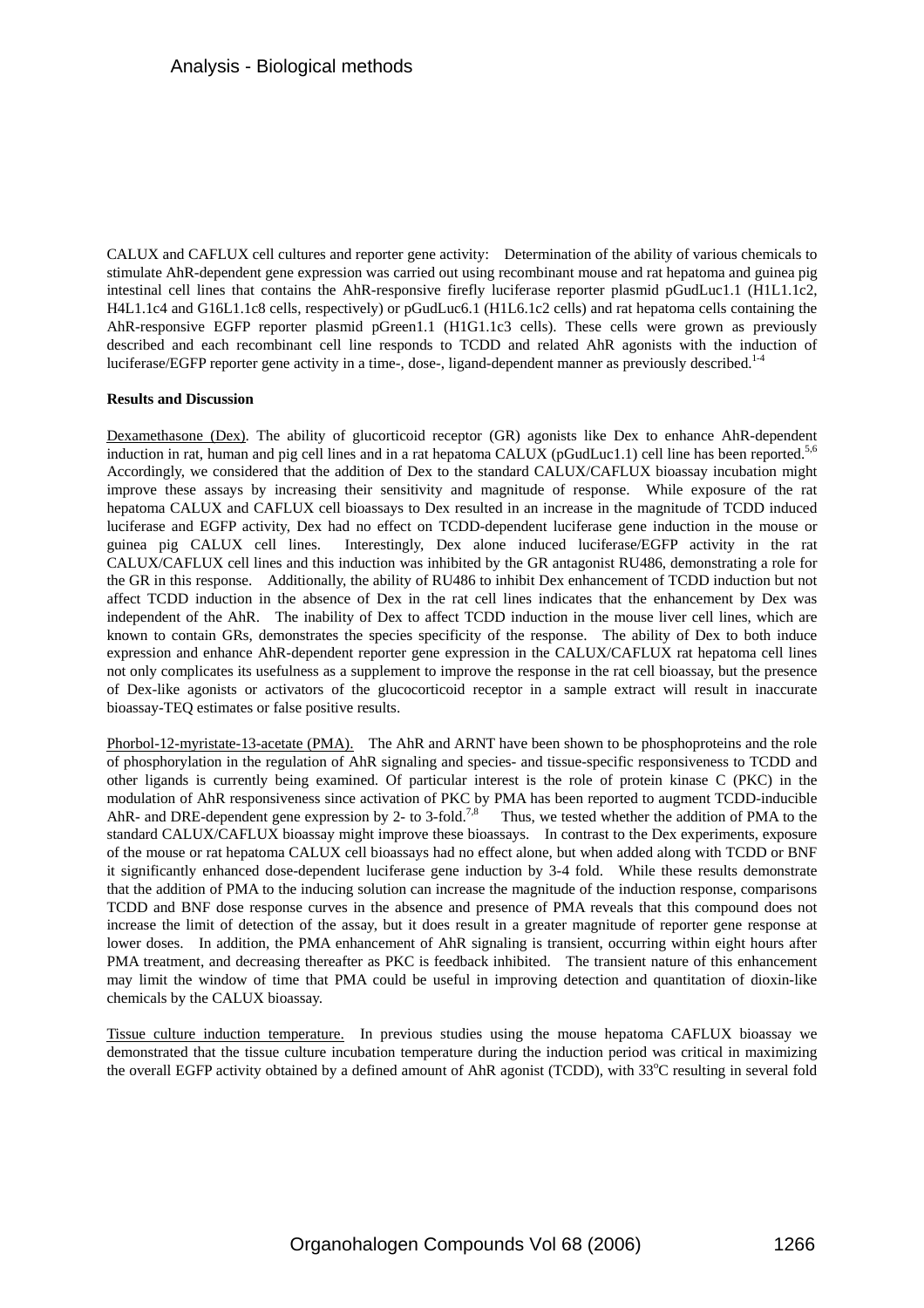CALUX and CAFLUX cell cultures and reporter gene activity: Determination of the ability of various chemicals to stimulate AhR-dependent gene expression was carried out using recombinant mouse and rat hepatoma and guinea pig intestinal cell lines that contains the AhR-responsive firefly luciferase reporter plasmid pGudLuc1.1 (H1L1.1c2, H4L1.1c4 and G16L1.1c8 cells, respectively) or pGudLuc6.1 (H1L6.1c2 cells) and rat hepatoma cells containing the AhR-responsive EGFP reporter plasmid pGreen1.1 (H1G1.1c3 cells). These cells were grown as previously described and each recombinant cell line responds to TCDD and related AhR agonists with the induction of luciferase/EGFP reporter gene activity in a time-, dose-, ligand-dependent manner as previously described.[1-4]

**Results and Discussion**

Dexamethasone (Dex). The ability of glucorticoid receptor (GR) agonists like Dex to enhance AhR-dependent induction in rat, human and pig cell lines and in a rat hepatoma CALUX (pGudLuc1.1) cell line has been reported.[5,6] Accordingly, we considered that the addition of Dex to the standard CALUX/CAFLUX bioassay incubation might improve these assays by increasing their sensitivity and magnitude of response. While exposure of the rat hepatoma CALUX and CAFLUX cell bioassays to Dex resulted in an increase in the magnitude of TCDD induced luciferase and EGFP activity, Dex had no effect on TCDD-dependent luciferase gene induction in the mouse or guinea pig CALUX cell lines. Interestingly, Dex alone induced luciferase/EGFP activity in the rat CALUX/CAFLUX cell lines and this induction was inhibited by the GR antagonist RU486, demonstrating a role for the GR in this response. Additionally, the ability of RU486 to inhibit Dex enhancement of TCDD induction but not affect TCDD induction in the absence of Dex in the rat cell lines indicates that the enhancement by Dex was independent of the AhR. The inability of Dex to affect TCDD induction in the mouse liver cell lines, which are known to contain GRs, demonstrates the species specificity of the response. The ability of Dex to both induce expression and enhance AhR-dependent reporter gene expression in the CALUX/CAFLUX rat hepatoma cell lines not only complicates its usefulness as a supplement to improve the response in the rat cell bioassay, but the presence of Dex-like agonists or activators of the glucocorticoid receptor in a sample extract will result in inaccurate bioassay-TEQ estimates or false positive results.

Phorbol-12-myristate-13-acetate (PMA). The AhR and ARNT have been shown to be phosphoproteins and the role of phosphorylation in the regulation of AhR signaling and species- and tissue-specific responsiveness to TCDD and other ligands is currently being examined. Of particular interest is the role of protein kinase C (PKC) in the modulation of AhR responsiveness since activation of PKC by PMA has been reported to augment TCDD-inducible AhR- and DRE-dependent gene expression by 2- to 3-fold.[7,8] Thus, we tested whether the addition of PMA to the standard CALUX/CAFLUX bioassay might improve these bioassays. In contrast to the Dex experiments, exposure of the mouse or rat hepatoma CALUX cell bioassays had no effect alone, but when added along with TCDD or BNF it significantly enhanced dose-dependent luciferase gene induction by 3-4 fold. While these results demonstrate that the addition of PMA to the inducing solution can increase the magnitude of the induction response, comparisons TCDD and BNF dose response curves in the absence and presence of PMA reveals that this compound does not increase the limit of detection of the assay, but it does result in a greater magnitude of reporter gene response at lower doses. In addition, the PMA enhancement of AhR signaling is transient, occurring within eight hours after PMA treatment, and decreasing thereafter as PKC is feedback inhibited. The transient nature of this enhancement may limit the window of time that PMA could be useful in improving detection and quantitation of dioxin-like chemicals by the CALUX bioassay.

Tissue culture induction temperature. In previous studies using the mouse hepatoma CAFLUX bioassay we demonstrated that the tissue culture incubation temperature during the induction period was critical in maximizing the overall EGFP activity obtained by a defined amount of AhR agonist (TCDD), with 33$^{o}$C resulting in several fold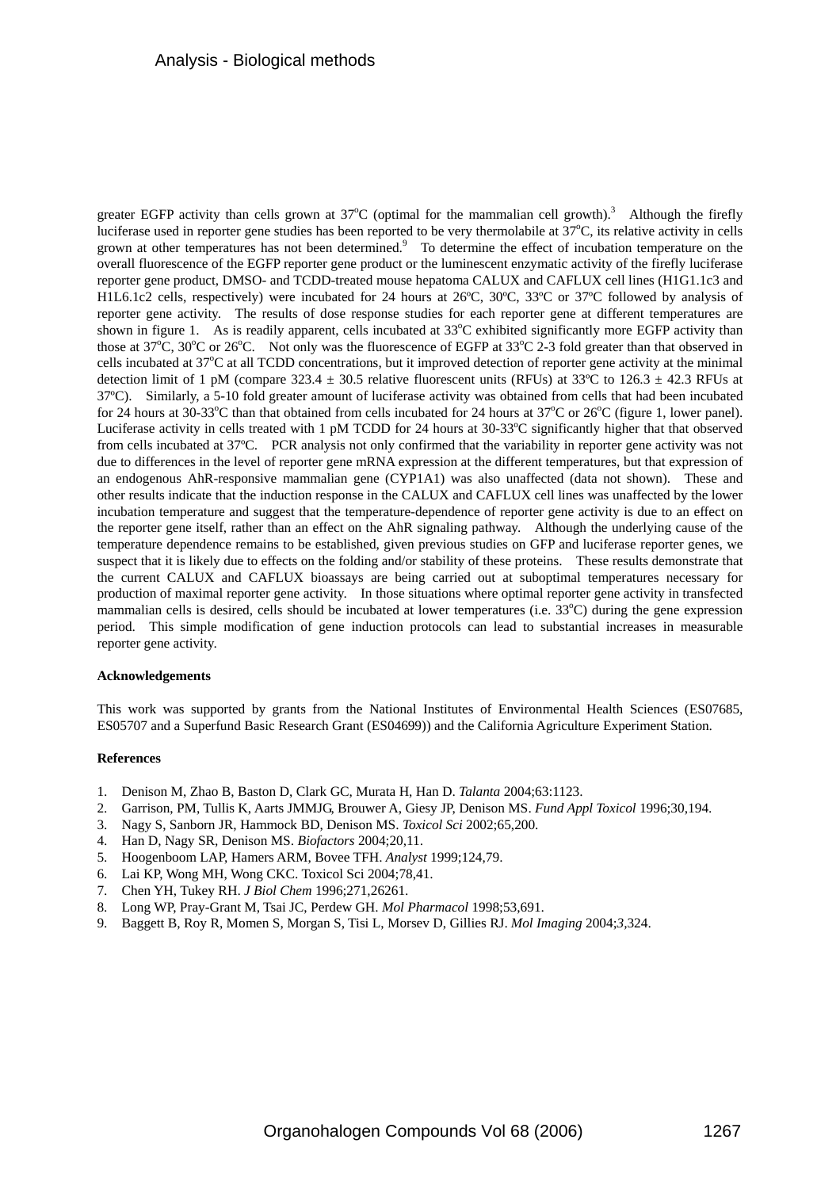greater EGFP activity than cells grown at 37$^{o}$C (optimal for the mammalian cell growth).[3] Although the firefly luciferase used in reporter gene studies has been reported to be very thermolabile at 37$^{o}$C, its relative activity in cells grown at other temperatures has not been determined.[9] To determine the effect of incubation temperature on the overall fluorescence of the EGFP reporter gene product or the luminescent enzymatic activity of the firefly luciferase reporter gene product, DMSO- and TCDD-treated mouse hepatoma CALUX and CAFLUX cell lines (H1G1.1c3 and H1L6.1c2 cells, respectively) were incubated for 24 hours at 26ºC, 30ºC, 33ºC or 37ºC followed by analysis of reporter gene activity. The results of dose response studies for each reporter gene at different temperatures are shown in figure 1. As is readily apparent, cells incubated at 33$^{o}$C exhibited significantly more EGFP activity than those at 37$^{o}$C, 30$^{o}$C or 26$^{o}$C. Not only was the fluorescence of EGFP at 33$^{o}$C 2-3 fold greater than that observed in cells incubated at 37$^{o}$C at all TCDD concentrations, but it improved detection of reporter gene activity at the minimal detection limit of 1 pM (compare 323.4 ± 30.5 relative fluorescent units (RFUs) at 33ºC to 126.3 ± 42.3 RFUs at 37ºC). Similarly, a 5-10 fold greater amount of luciferase activity was obtained from cells that had been incubated for 24 hours at 30-33$^{o}$C than that obtained from cells incubated for 24 hours at 37$^{o}$C or 26$^{o}$C (figure 1, lower panel). Luciferase activity in cells treated with 1 pM TCDD for 24 hours at 30-33$^{o}$C significantly higher that that observed from cells incubated at 37ºC. PCR analysis not only confirmed that the variability in reporter gene activity was not due to differences in the level of reporter gene mRNA expression at the different temperatures, but that expression of an endogenous AhR-responsive mammalian gene (CYP1A1) was also unaffected (data not shown). These and other results indicate that the induction response in the CALUX and CAFLUX cell lines was unaffected by the lower incubation temperature and suggest that the temperature-dependence of reporter gene activity is due to an effect on the reporter gene itself, rather than an effect on the AhR signaling pathway. Although the underlying cause of the temperature dependence remains to be established, given previous studies on GFP and luciferase reporter genes, we suspect that it is likely due to effects on the folding and/or stability of these proteins. These results demonstrate that the current CALUX and CAFLUX bioassays are being carried out at suboptimal temperatures necessary for production of maximal reporter gene activity. In those situations where optimal reporter gene activity in transfected mammalian cells is desired, cells should be incubated at lower temperatures (i.e. 33$^{o}$C) during the gene expression period. This simple modification of gene induction protocols can lead to substantial increases in measurable reporter gene activity.

**Acknowledgements**

This work was supported by grants from the National Institutes of Environmental Health Sciences (ES07685, ES05707 and a Superfund Basic Research Grant (ES04699)) and the California Agriculture Experiment Station.

**References**

1. Denison M, Zhao B, Baston D, Clark GC, Murata H, Han D. *Talanta* 2004;63:1123.
2. Garrison, PM, Tullis K, Aarts JMMJG, Brouwer A, Giesy JP, Denison MS. *Fund Appl Toxicol* 1996;30,194.
3. Nagy S, Sanborn JR, Hammock BD, Denison MS. *Toxicol Sci* 2002;65,200.
4. Han D, Nagy SR, Denison MS. *Biofactors* 2004;20,11.
5. Hoogenboom LAP, Hamers ARM, Bovee TFH. *Analyst* 1999;124,79.
6. Lai KP, Wong MH, Wong CKC. Toxicol Sci 2004;78,41.
7. Chen YH, Tukey RH. *J Biol Chem* 1996;271,26261.
8. Long WP, Pray-Grant M, Tsai JC, Perdew GH. *Mol Pharmacol* 1998;53,691.
9. Baggett B, Roy R, Momen S, Morgan S, Tisi L, Morsev D, Gillies RJ. *Mol Imaging* 2004;*3*,324.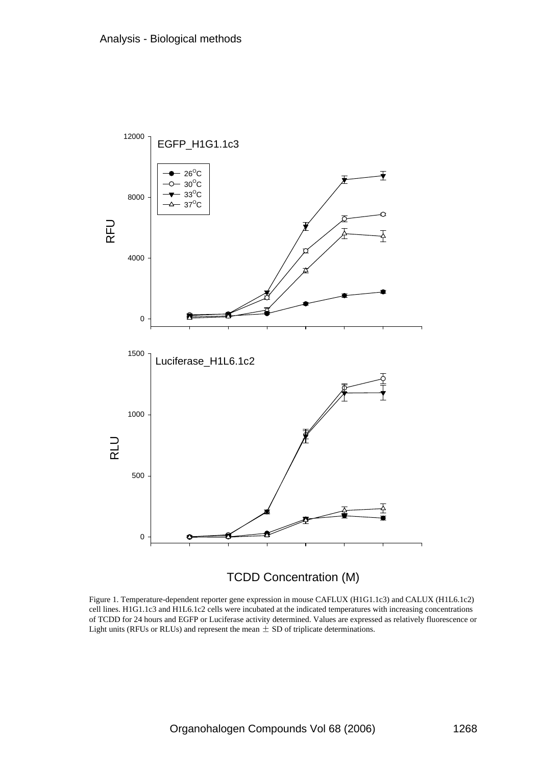EGFP_H1G1.1c3

12000

8000

4000

0

RFU

26°C
30°C
33°C
37°C

Luciferase_H1L6.1c2

1500

1000

500

0

RLU

TCDD Concentration (M)

Figure 1. Temperature-dependent reporter gene expression in mouse CAFLUX (H1G1.1c3) and CALUX (H1L6.1c2) cell lines. H1G1.1c3 and H1L6.1c2 cells were incubated at the indicated temperatures with increasing concentrations of TCDD for 24 hours and EGFP or Luciferase activity determined. Values are expressed as relatively fluorescence or Light units (RFUs or RLUs) and represent the mean ± SD of triplicate determinations.